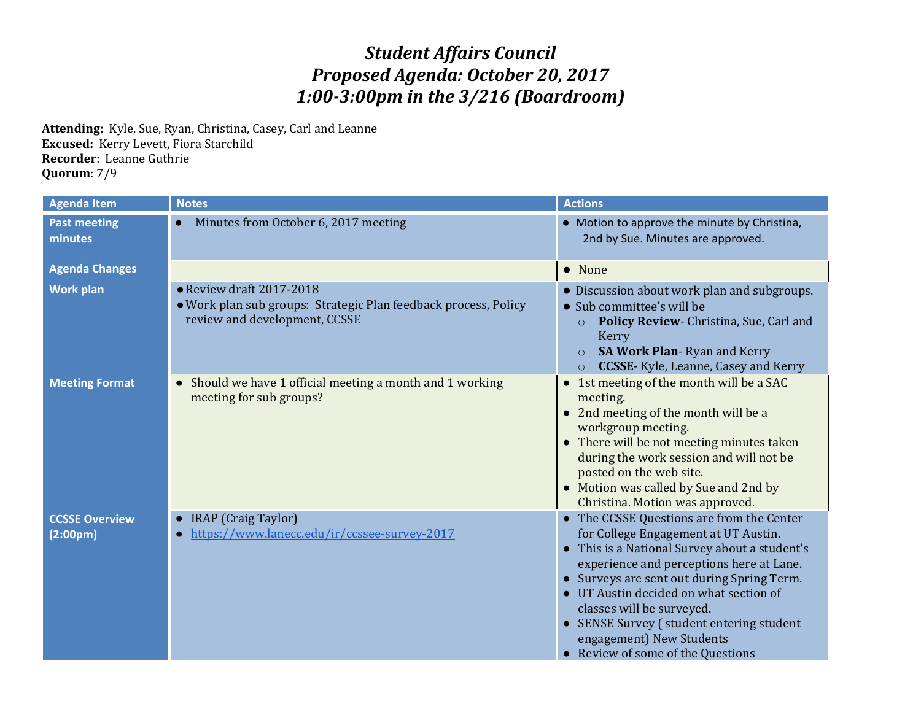# *Student Affairs Council*
# *Proposed Agenda: October 20, 2017*
# *1:00-3:00pm in the 3/216 (Boardroom)*

**Attending:** Kyle, Sue, Ryan, Christina, Casey, Carl and Leanne
**Excused:** Kerry Levett, Fiora Starchild
**Recorder**: Leanne Guthrie
**Quorum**: 7/9

| Agenda Item | Notes | Actions |
|---|---|---|
| **Past meeting minutes** | • Minutes from October 6, 2017 meeting | • Motion to approve the minute by Christina, 2nd by Sue. Minutes are approved. |
| **Agenda Changes** | | • None |
| **Work plan** | • Review draft 2017-2018<br>• Work plan sub groups: Strategic Plan feedback process, Policy review and development, CCSSE | • Discussion about work plan and subgroups.<br>• Sub committee's will be<br>&nbsp;&nbsp;○ **Policy Review**- Christina, Sue, Carl and Kerry<br>&nbsp;&nbsp;○ **SA Work Plan**- Ryan and Kerry<br>&nbsp;&nbsp;○ **CCSSE**- Kyle, Leanne, Casey and Kerry |
| **Meeting Format** | • Should we have 1 official meeting a month and 1 working meeting for sub groups? | • 1st meeting of the month will be a SAC meeting.<br>• 2nd meeting of the month will be a workgroup meeting.<br>• There will be not meeting minutes taken during the work session and will not be posted on the web site.<br>• Motion was called by Sue and 2nd by Christina. Motion was approved. |
| **CCSSE Overview (2:00pm)** | • IRAP (Craig Taylor)<br>• https://www.lanecc.edu/ir/ccssee-survey-2017 | • The CCSSE Questions are from the Center for College Engagement at UT Austin.<br>• This is a National Survey about a student's experience and perceptions here at Lane.<br>• Surveys are sent out during Spring Term.<br>• UT Austin decided on what section of classes will be surveyed.<br>• SENSE Survey ( student entering student engagement) New Students<br>• Review of some of the Questions |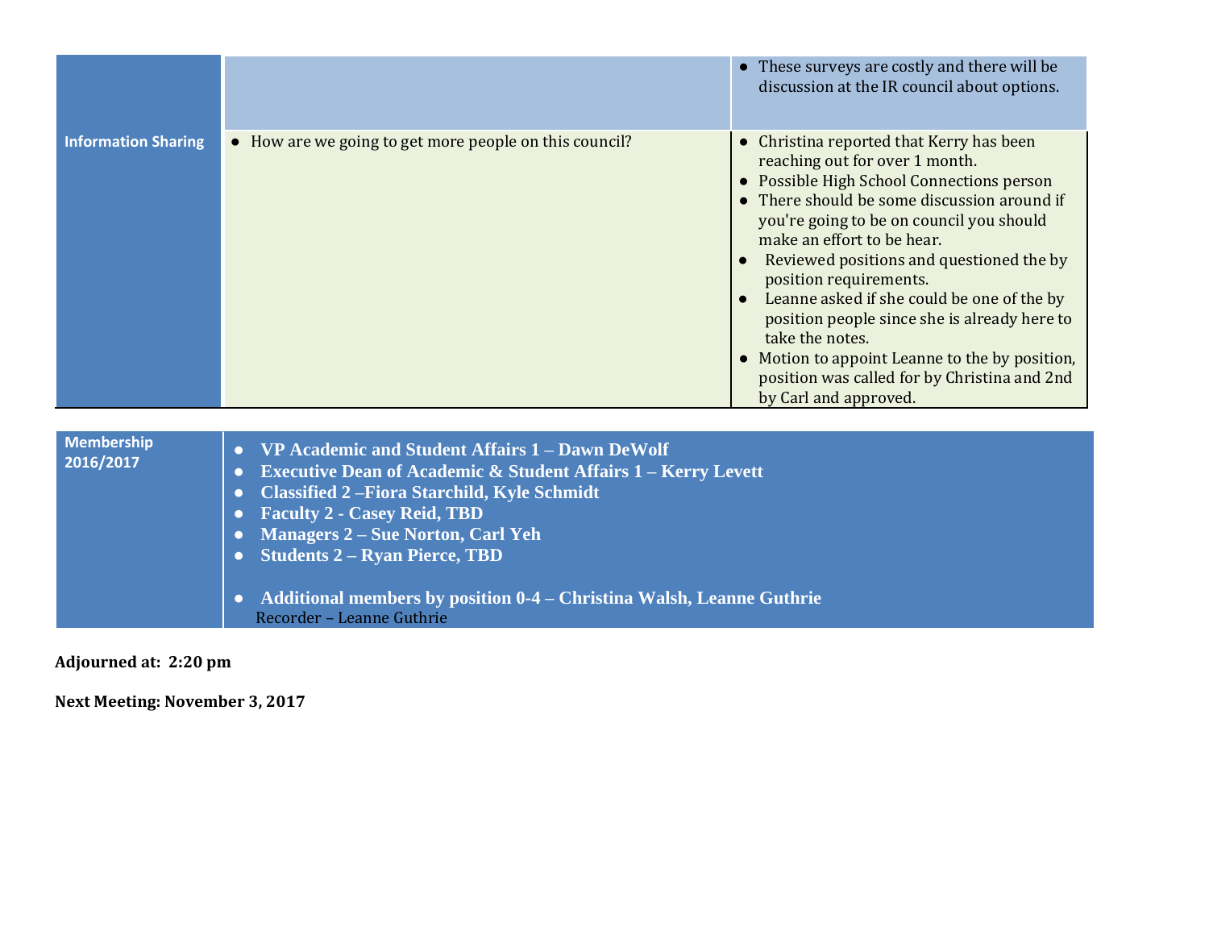| | | |
|---|---|---|
| | | • These surveys are costly and there will be discussion at the IR council about options. |
| **Information Sharing** | • How are we going to get more people on this council? | • Christina reported that Kerry has been reaching out for over 1 month.<br>• Possible High School Connections person<br>• There should be some discussion around if you're going to be on council you should make an effort to be hear.<br>• Reviewed positions and questioned the by position requirements.<br>• Leanne asked if she could be one of the by position people since she is already here to take the notes.<br>• Motion to appoint Leanne to the by position, position was called for by Christina and 2nd by Carl and approved. |

| | |
|---|---|
| **Membership 2016/2017** | • **VP Academic and Student Affairs 1 – Dawn DeWolf**<br>• **Executive Dean of Academic & Student Affairs 1 – Kerry Levett**<br>• **Classified 2 –Fiora Starchild, Kyle Schmidt**<br>• **Faculty 2 - Casey Reid, TBD**<br>• **Managers 2 – Sue Norton, Carl Yeh**<br>• **Students 2 – Ryan Pierce, TBD**<br><br>• **Additional members by position 0-4 – Christina Walsh, Leanne Guthrie**<br>Recorder – Leanne Guthrie |

**Adjourned at: 2:20 pm**

**Next Meeting: November 3, 2017**